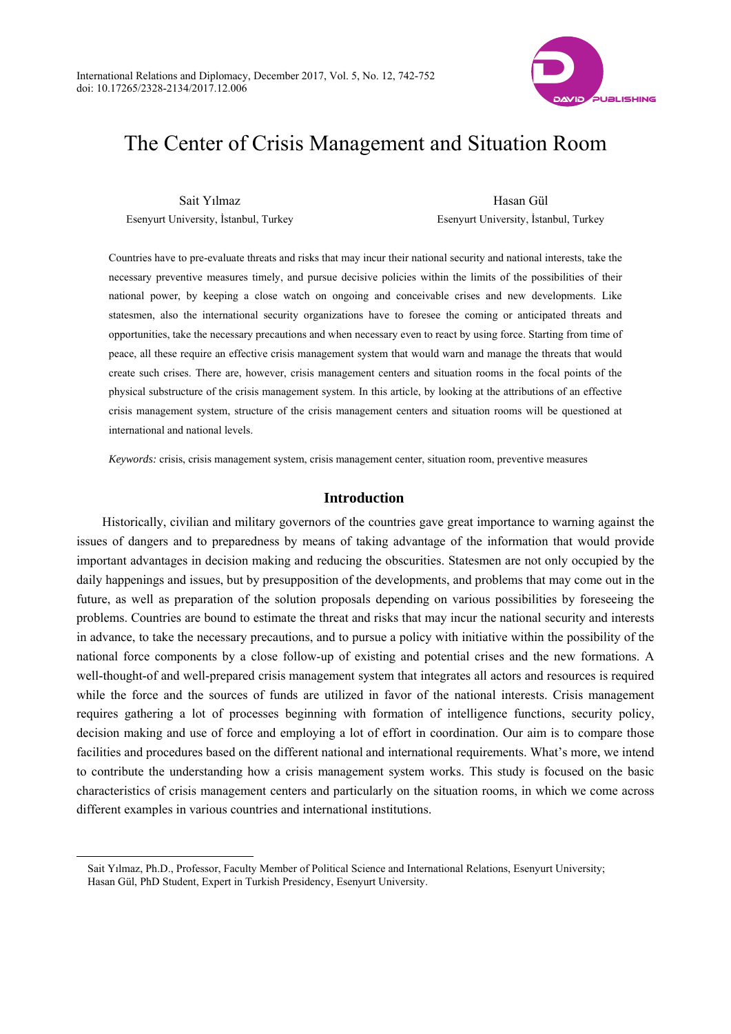# The Center of Crisis Management and Situation Room

Sait Yılmaz
Esenyurt University, İstanbul, Turkey

Hasan Gül
Esenyurt University, İstanbul, Turkey

Countries have to pre-evaluate threats and risks that may incur their national security and national interests, take the necessary preventive measures timely, and pursue decisive policies within the limits of the possibilities of their national power, by keeping a close watch on ongoing and conceivable crises and new developments. Like statesmen, also the international security organizations have to foresee the coming or anticipated threats and opportunities, take the necessary precautions and when necessary even to react by using force. Starting from time of peace, all these require an effective crisis management system that would warn and manage the threats that would create such crises. There are, however, crisis management centers and situation rooms in the focal points of the physical substructure of the crisis management system. In this article, by looking at the attributions of an effective crisis management system, structure of the crisis management centers and situation rooms will be questioned at international and national levels.

*Keywords:* crisis, crisis management system, crisis management center, situation room, preventive measures

## Introduction

Historically, civilian and military governors of the countries gave great importance to warning against the issues of dangers and to preparedness by means of taking advantage of the information that would provide important advantages in decision making and reducing the obscurities. Statesmen are not only occupied by the daily happenings and issues, but by presupposition of the developments, and problems that may come out in the future, as well as preparation of the solution proposals depending on various possibilities by foreseeing the problems. Countries are bound to estimate the threat and risks that may incur the national security and interests in advance, to take the necessary precautions, and to pursue a policy with initiative within the possibility of the national force components by a close follow-up of existing and potential crises and the new formations. A well-thought-of and well-prepared crisis management system that integrates all actors and resources is required while the force and the sources of funds are utilized in favor of the national interests. Crisis management requires gathering a lot of processes beginning with formation of intelligence functions, security policy, decision making and use of force and employing a lot of effort in coordination. Our aim is to compare those facilities and procedures based on the different national and international requirements. What's more, we intend to contribute the understanding how a crisis management system works. This study is focused on the basic characteristics of crisis management centers and particularly on the situation rooms, in which we come across different examples in various countries and international institutions.

---

Sait Yılmaz, Ph.D., Professor, Faculty Member of Political Science and International Relations, Esenyurt University;
Hasan Gül, PhD Student, Expert in Turkish Presidency, Esenyurt University.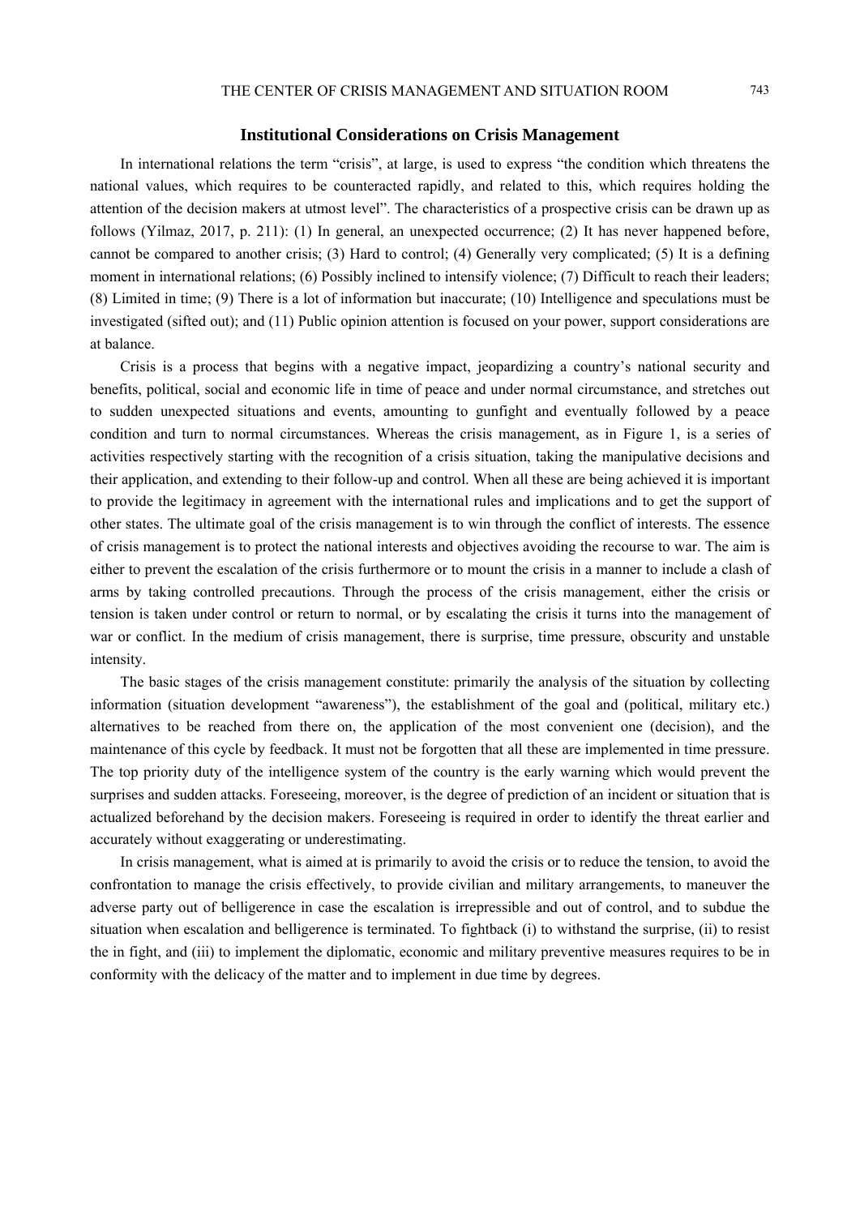## Institutional Considerations on Crisis Management

In international relations the term "crisis", at large, is used to express "the condition which threatens the national values, which requires to be counteracted rapidly, and related to this, which requires holding the attention of the decision makers at utmost level". The characteristics of a prospective crisis can be drawn up as follows (Yilmaz, 2017, p. 211): (1) In general, an unexpected occurrence; (2) It has never happened before, cannot be compared to another crisis; (3) Hard to control; (4) Generally very complicated; (5) It is a defining moment in international relations; (6) Possibly inclined to intensify violence; (7) Difficult to reach their leaders; (8) Limited in time; (9) There is a lot of information but inaccurate; (10) Intelligence and speculations must be investigated (sifted out); and (11) Public opinion attention is focused on your power, support considerations are at balance.

Crisis is a process that begins with a negative impact, jeopardizing a country's national security and benefits, political, social and economic life in time of peace and under normal circumstance, and stretches out to sudden unexpected situations and events, amounting to gunfight and eventually followed by a peace condition and turn to normal circumstances. Whereas the crisis management, as in Figure 1, is a series of activities respectively starting with the recognition of a crisis situation, taking the manipulative decisions and their application, and extending to their follow-up and control. When all these are being achieved it is important to provide the legitimacy in agreement with the international rules and implications and to get the support of other states. The ultimate goal of the crisis management is to win through the conflict of interests. The essence of crisis management is to protect the national interests and objectives avoiding the recourse to war. The aim is either to prevent the escalation of the crisis furthermore or to mount the crisis in a manner to include a clash of arms by taking controlled precautions. Through the process of the crisis management, either the crisis or tension is taken under control or return to normal, or by escalating the crisis it turns into the management of war or conflict. In the medium of crisis management, there is surprise, time pressure, obscurity and unstable intensity.

The basic stages of the crisis management constitute: primarily the analysis of the situation by collecting information (situation development "awareness"), the establishment of the goal and (political, military etc.) alternatives to be reached from there on, the application of the most convenient one (decision), and the maintenance of this cycle by feedback. It must not be forgotten that all these are implemented in time pressure. The top priority duty of the intelligence system of the country is the early warning which would prevent the surprises and sudden attacks. Foreseeing, moreover, is the degree of prediction of an incident or situation that is actualized beforehand by the decision makers. Foreseeing is required in order to identify the threat earlier and accurately without exaggerating or underestimating.

In crisis management, what is aimed at is primarily to avoid the crisis or to reduce the tension, to avoid the confrontation to manage the crisis effectively, to provide civilian and military arrangements, to maneuver the adverse party out of belligerence in case the escalation is irrepressible and out of control, and to subdue the situation when escalation and belligerence is terminated. To fightback (i) to withstand the surprise, (ii) to resist the in fight, and (iii) to implement the diplomatic, economic and military preventive measures requires to be in conformity with the delicacy of the matter and to implement in due time by degrees.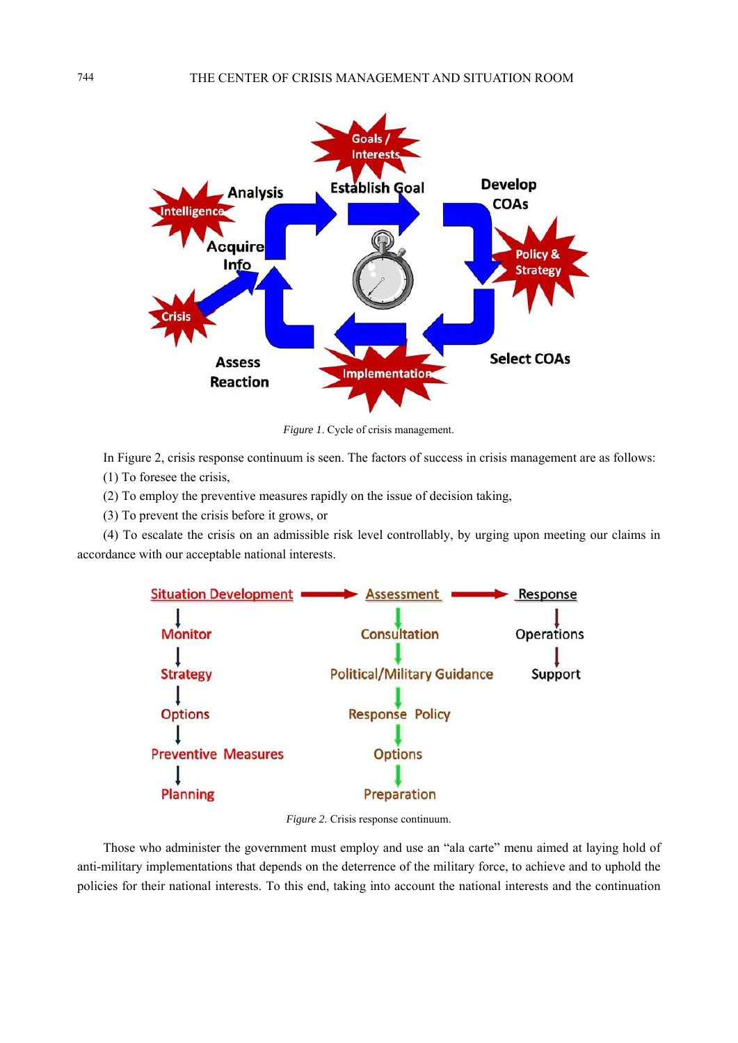Goals / Interests

Establish Goal

Analysis

Intelligence

Acquire Info

Develop COAs

Policy & Strategy

Crisis

Select COAs

Assess Reaction

Implementation

*Figure 1*. Cycle of crisis management.

In Figure 2, crisis response continuum is seen. The factors of success in crisis management are as follows:

(1) To foresee the crisis,

(2) To employ the preventive measures rapidly on the issue of decision taking,

(3) To prevent the crisis before it grows, or

(4) To escalate the crisis on an admissible risk level controllably, by urging upon meeting our claims in accordance with our acceptable national interests.

Situation Development

Monitor

Strategy

Options

Preventive Measures

Planning

Assessment

Consultation

Political/Military Guidance

Response Policy

Options

Preparation

Response

Operations

Support

*Figure 2.* Crisis response continuum.

Those who administer the government must employ and use an "ala carte" menu aimed at laying hold of anti-military implementations that depends on the deterrence of the military force, to achieve and to uphold the policies for their national interests. To this end, taking into account the national interests and the continuation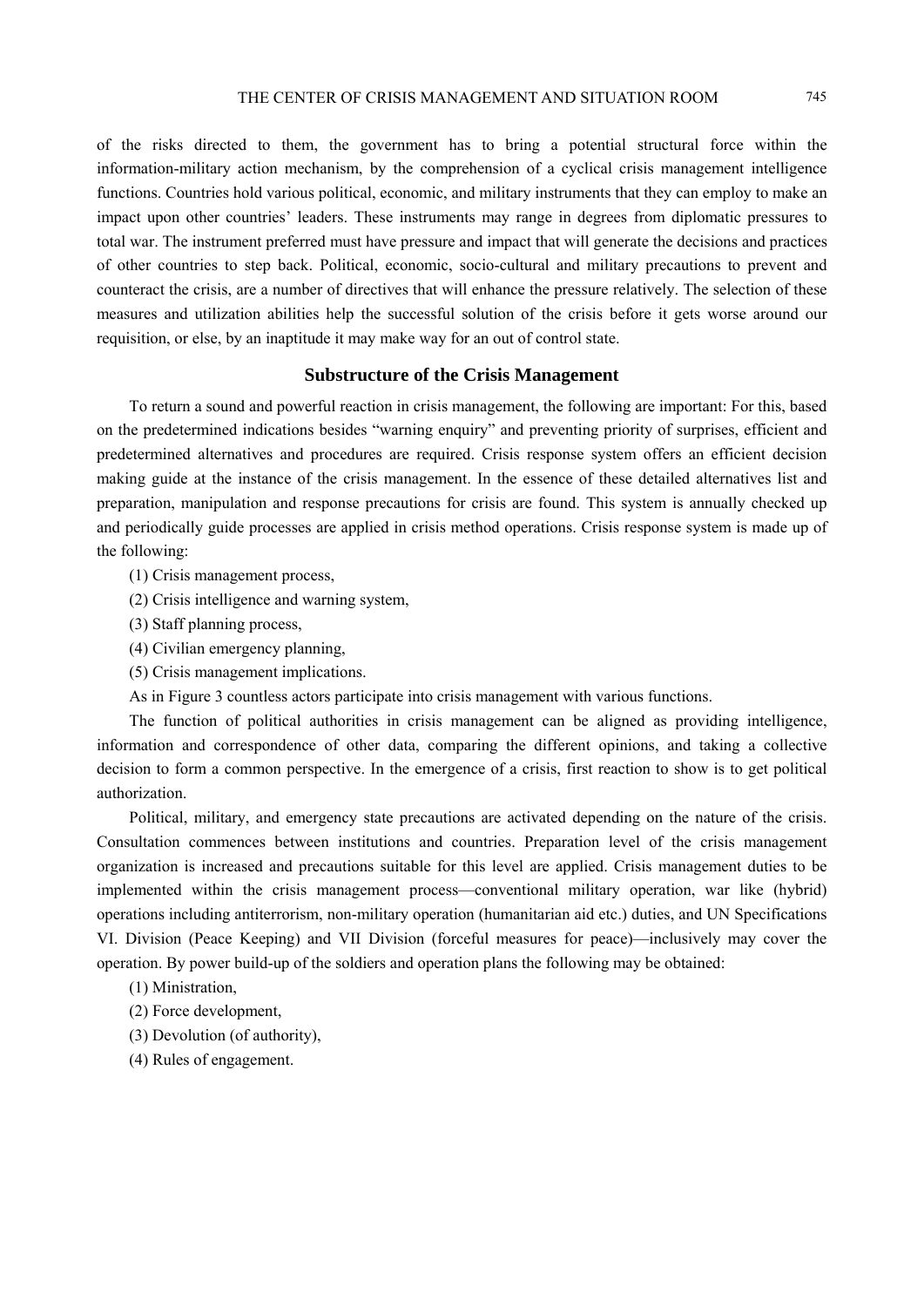of the risks directed to them, the government has to bring a potential structural force within the information-military action mechanism, by the comprehension of a cyclical crisis management intelligence functions. Countries hold various political, economic, and military instruments that they can employ to make an impact upon other countries' leaders. These instruments may range in degrees from diplomatic pressures to total war. The instrument preferred must have pressure and impact that will generate the decisions and practices of other countries to step back. Political, economic, socio-cultural and military precautions to prevent and counteract the crisis, are a number of directives that will enhance the pressure relatively. The selection of these measures and utilization abilities help the successful solution of the crisis before it gets worse around our requisition, or else, by an inaptitude it may make way for an out of control state.

## Substructure of the Crisis Management

To return a sound and powerful reaction in crisis management, the following are important: For this, based on the predetermined indications besides "warning enquiry" and preventing priority of surprises, efficient and predetermined alternatives and procedures are required. Crisis response system offers an efficient decision making guide at the instance of the crisis management. In the essence of these detailed alternatives list and preparation, manipulation and response precautions for crisis are found. This system is annually checked up and periodically guide processes are applied in crisis method operations. Crisis response system is made up of the following:

(1) Crisis management process,

(2) Crisis intelligence and warning system,

(3) Staff planning process,

(4) Civilian emergency planning,

(5) Crisis management implications.

As in Figure 3 countless actors participate into crisis management with various functions.

The function of political authorities in crisis management can be aligned as providing intelligence, information and correspondence of other data, comparing the different opinions, and taking a collective decision to form a common perspective. In the emergence of a crisis, first reaction to show is to get political authorization.

Political, military, and emergency state precautions are activated depending on the nature of the crisis. Consultation commences between institutions and countries. Preparation level of the crisis management organization is increased and precautions suitable for this level are applied. Crisis management duties to be implemented within the crisis management process—conventional military operation, war like (hybrid) operations including antiterrorism, non-military operation (humanitarian aid etc.) duties, and UN Specifications VI. Division (Peace Keeping) and VII Division (forceful measures for peace)—inclusively may cover the operation. By power build-up of the soldiers and operation plans the following may be obtained:

(1) Ministration,

(2) Force development,

(3) Devolution (of authority),

(4) Rules of engagement.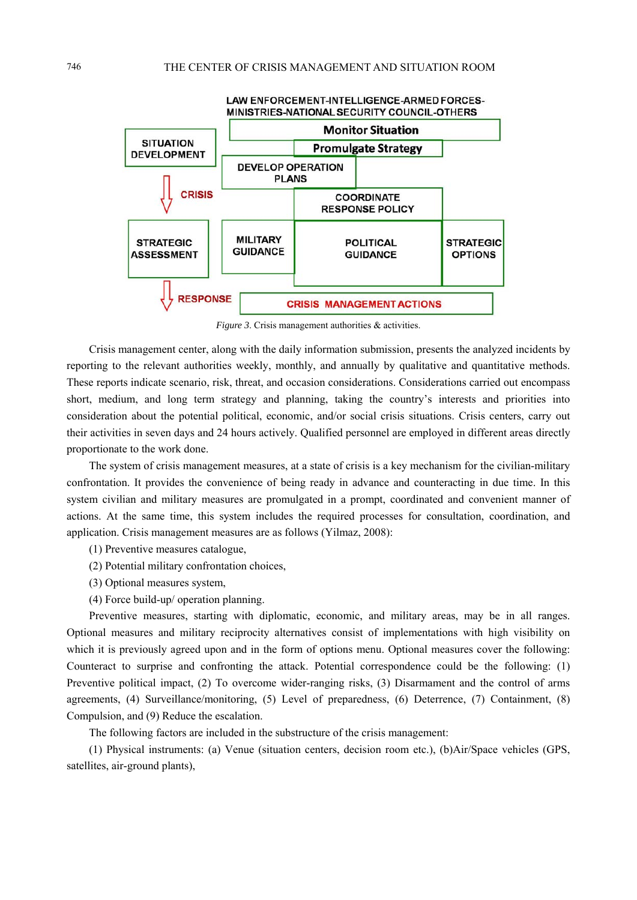LAW ENFORCEMENT-INTELLIGENCE-ARMED FORCES-MINISTRIES-NATIONAL SECURITY COUNCIL-OTHERS

Monitor Situation

Promulgate Strategy

SITUATION DEVELOPMENT

DEVELOP OPERATION PLANS

CRISIS

COORDINATE RESPONSE POLICY

STRATEGIC ASSESSMENT

MILITARY GUIDANCE

POLITICAL GUIDANCE

STRATEGIC OPTIONS

RESPONSE

CRISIS MANAGEMENT ACTIONS

*Figure 3*. Crisis management authorities & activities.

Crisis management center, along with the daily information submission, presents the analyzed incidents by reporting to the relevant authorities weekly, monthly, and annually by qualitative and quantitative methods. These reports indicate scenario, risk, threat, and occasion considerations. Considerations carried out encompass short, medium, and long term strategy and planning, taking the country's interests and priorities into consideration about the potential political, economic, and/or social crisis situations. Crisis centers, carry out their activities in seven days and 24 hours actively. Qualified personnel are employed in different areas directly proportionate to the work done.

The system of crisis management measures, at a state of crisis is a key mechanism for the civilian-military confrontation. It provides the convenience of being ready in advance and counteracting in due time. In this system civilian and military measures are promulgated in a prompt, coordinated and convenient manner of actions. At the same time, this system includes the required processes for consultation, coordination, and application. Crisis management measures are as follows (Yilmaz, 2008):

(1) Preventive measures catalogue,

(2) Potential military confrontation choices,

(3) Optional measures system,

(4) Force build-up/ operation planning.

Preventive measures, starting with diplomatic, economic, and military areas, may be in all ranges. Optional measures and military reciprocity alternatives consist of implementations with high visibility on which it is previously agreed upon and in the form of options menu. Optional measures cover the following: Counteract to surprise and confronting the attack. Potential correspondence could be the following: (1) Preventive political impact, (2) To overcome wider-ranging risks, (3) Disarmament and the control of arms agreements, (4) Surveillance/monitoring, (5) Level of preparedness, (6) Deterrence, (7) Containment, (8) Compulsion, and (9) Reduce the escalation.

The following factors are included in the substructure of the crisis management:

(1) Physical instruments: (a) Venue (situation centers, decision room etc.), (b)Air/Space vehicles (GPS, satellites, air-ground plants),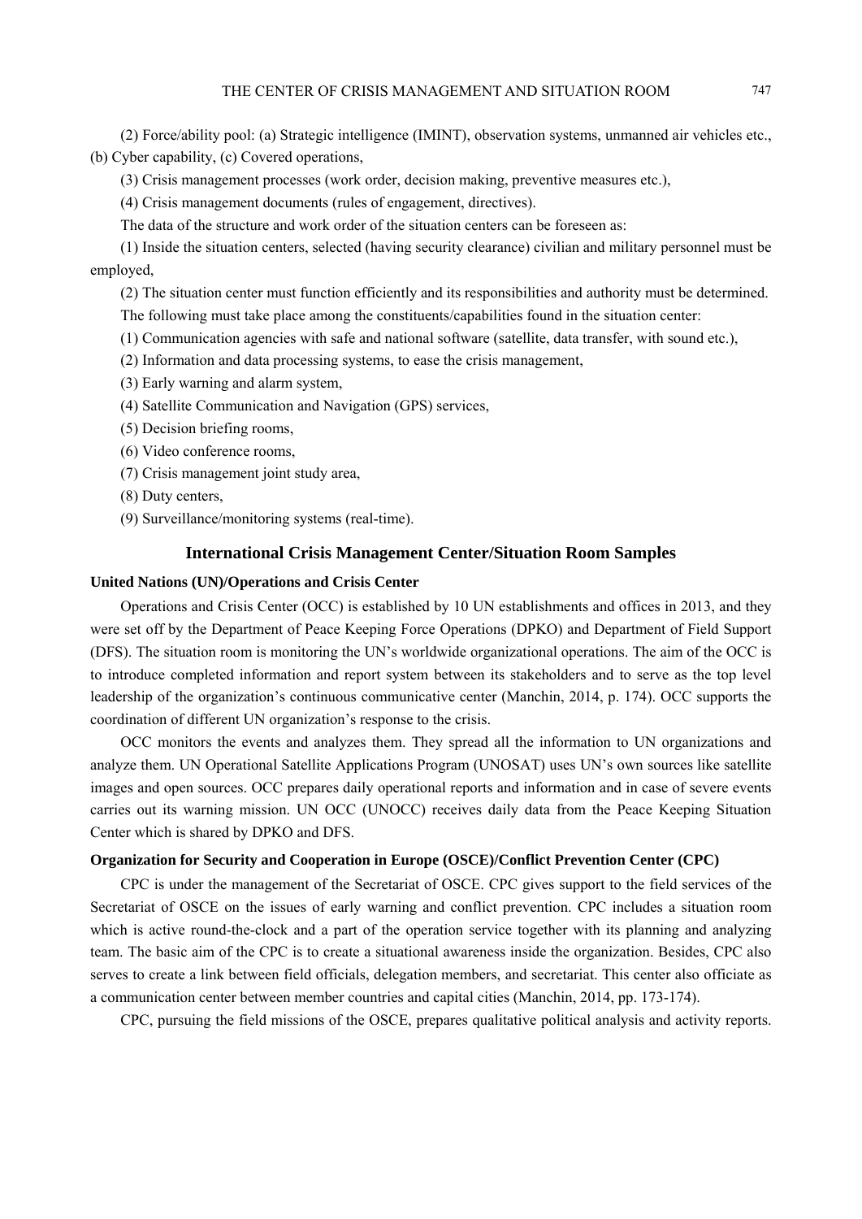(2) Force/ability pool: (a) Strategic intelligence (IMINT), observation systems, unmanned air vehicles etc., (b) Cyber capability, (c) Covered operations,

(3) Crisis management processes (work order, decision making, preventive measures etc.),

(4) Crisis management documents (rules of engagement, directives).

The data of the structure and work order of the situation centers can be foreseen as:

(1) Inside the situation centers, selected (having security clearance) civilian and military personnel must be employed,

(2) The situation center must function efficiently and its responsibilities and authority must be determined.

The following must take place among the constituents/capabilities found in the situation center:

(1) Communication agencies with safe and national software (satellite, data transfer, with sound etc.),

(2) Information and data processing systems, to ease the crisis management,

(3) Early warning and alarm system,

(4) Satellite Communication and Navigation (GPS) services,

(5) Decision briefing rooms,

(6) Video conference rooms,

(7) Crisis management joint study area,

(8) Duty centers,

(9) Surveillance/monitoring systems (real-time).

## International Crisis Management Center/Situation Room Samples

### United Nations (UN)/Operations and Crisis Center

Operations and Crisis Center (OCC) is established by 10 UN establishments and offices in 2013, and they were set off by the Department of Peace Keeping Force Operations (DPKO) and Department of Field Support (DFS). The situation room is monitoring the UN's worldwide organizational operations. The aim of the OCC is to introduce completed information and report system between its stakeholders and to serve as the top level leadership of the organization's continuous communicative center (Manchin, 2014, p. 174). OCC supports the coordination of different UN organization's response to the crisis.

OCC monitors the events and analyzes them. They spread all the information to UN organizations and analyze them. UN Operational Satellite Applications Program (UNOSAT) uses UN's own sources like satellite images and open sources. OCC prepares daily operational reports and information and in case of severe events carries out its warning mission. UN OCC (UNOCC) receives daily data from the Peace Keeping Situation Center which is shared by DPKO and DFS.

### Organization for Security and Cooperation in Europe (OSCE)/Conflict Prevention Center (CPC)

CPC is under the management of the Secretariat of OSCE. CPC gives support to the field services of the Secretariat of OSCE on the issues of early warning and conflict prevention. CPC includes a situation room which is active round-the-clock and a part of the operation service together with its planning and analyzing team. The basic aim of the CPC is to create a situational awareness inside the organization. Besides, CPC also serves to create a link between field officials, delegation members, and secretariat. This center also officiate as a communication center between member countries and capital cities (Manchin, 2014, pp. 173-174).

CPC, pursuing the field missions of the OSCE, prepares qualitative political analysis and activity reports.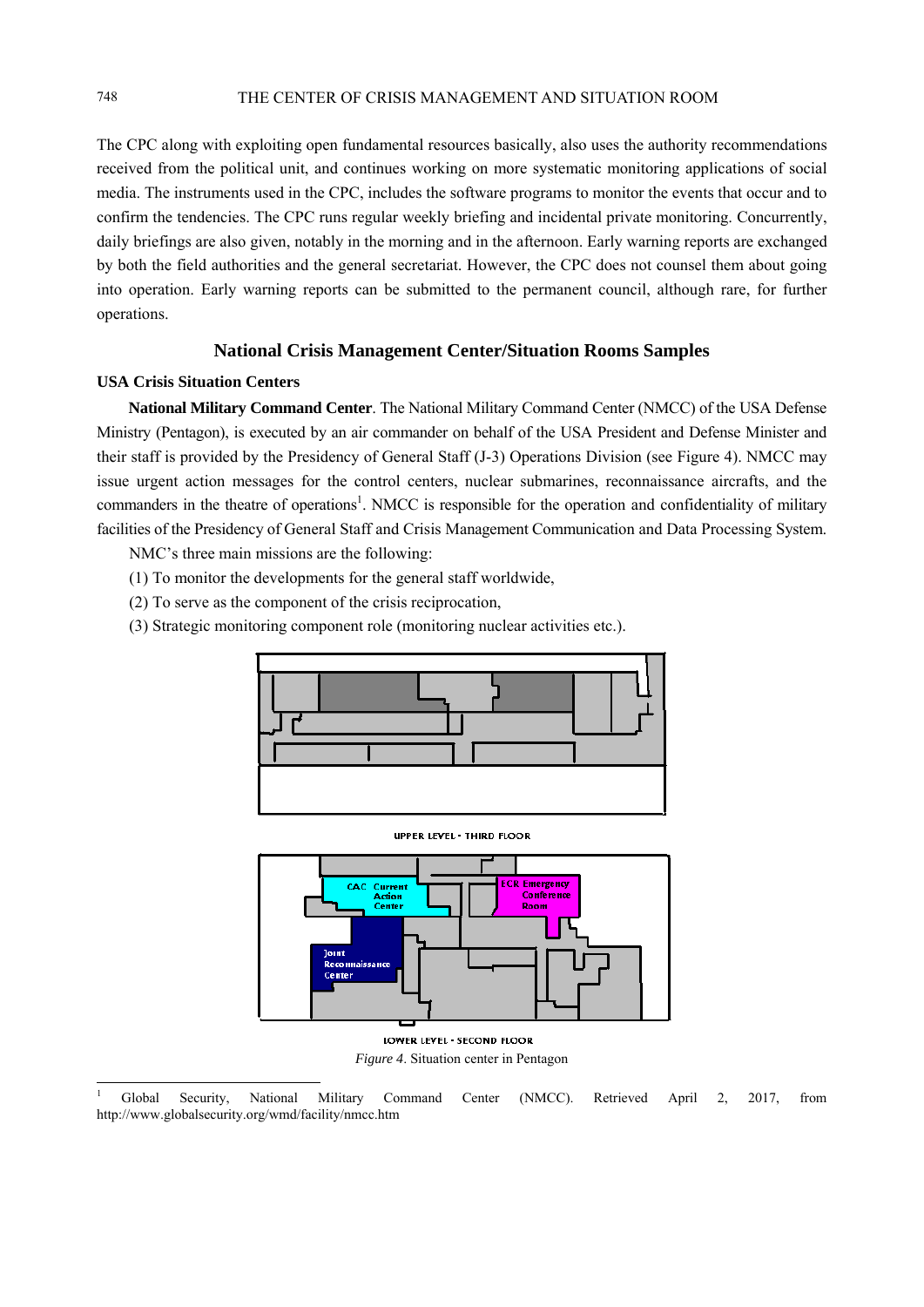The CPC along with exploiting open fundamental resources basically, also uses the authority recommendations received from the political unit, and continues working on more systematic monitoring applications of social media. The instruments used in the CPC, includes the software programs to monitor the events that occur and to confirm the tendencies. The CPC runs regular weekly briefing and incidental private monitoring. Concurrently, daily briefings are also given, notably in the morning and in the afternoon. Early warning reports are exchanged by both the field authorities and the general secretariat. However, the CPC does not counsel them about going into operation. Early warning reports can be submitted to the permanent council, although rare, for further operations.

## National Crisis Management Center/Situation Rooms Samples

### USA Crisis Situation Centers

**National Military Command Center**. The National Military Command Center (NMCC) of the USA Defense Ministry (Pentagon), is executed by an air commander on behalf of the USA President and Defense Minister and their staff is provided by the Presidency of General Staff (J-3) Operations Division (see Figure 4). NMCC may issue urgent action messages for the control centers, nuclear submarines, reconnaissance aircrafts, and the commanders in the theatre of operations[1]. NMCC is responsible for the operation and confidentiality of military facilities of the Presidency of General Staff and Crisis Management Communication and Data Processing System.

NMC's three main missions are the following:

(1) To monitor the developments for the general staff worldwide,

(2) To serve as the component of the crisis reciprocation,

(3) Strategic monitoring component role (monitoring nuclear activities etc.).

UPPER LEVEL - THIRD FLOOR

CAC Current Action Center

ECR Emergency Conference Room

Joint Reconnaissance Center

LOWER LEVEL - SECOND FLOOR

*Figure 4*. Situation center in Pentagon

[1] Global Security, National Military Command Center (NMCC). Retrieved April 2, 2017, from http://www.globalsecurity.org/wmd/facility/nmcc.htm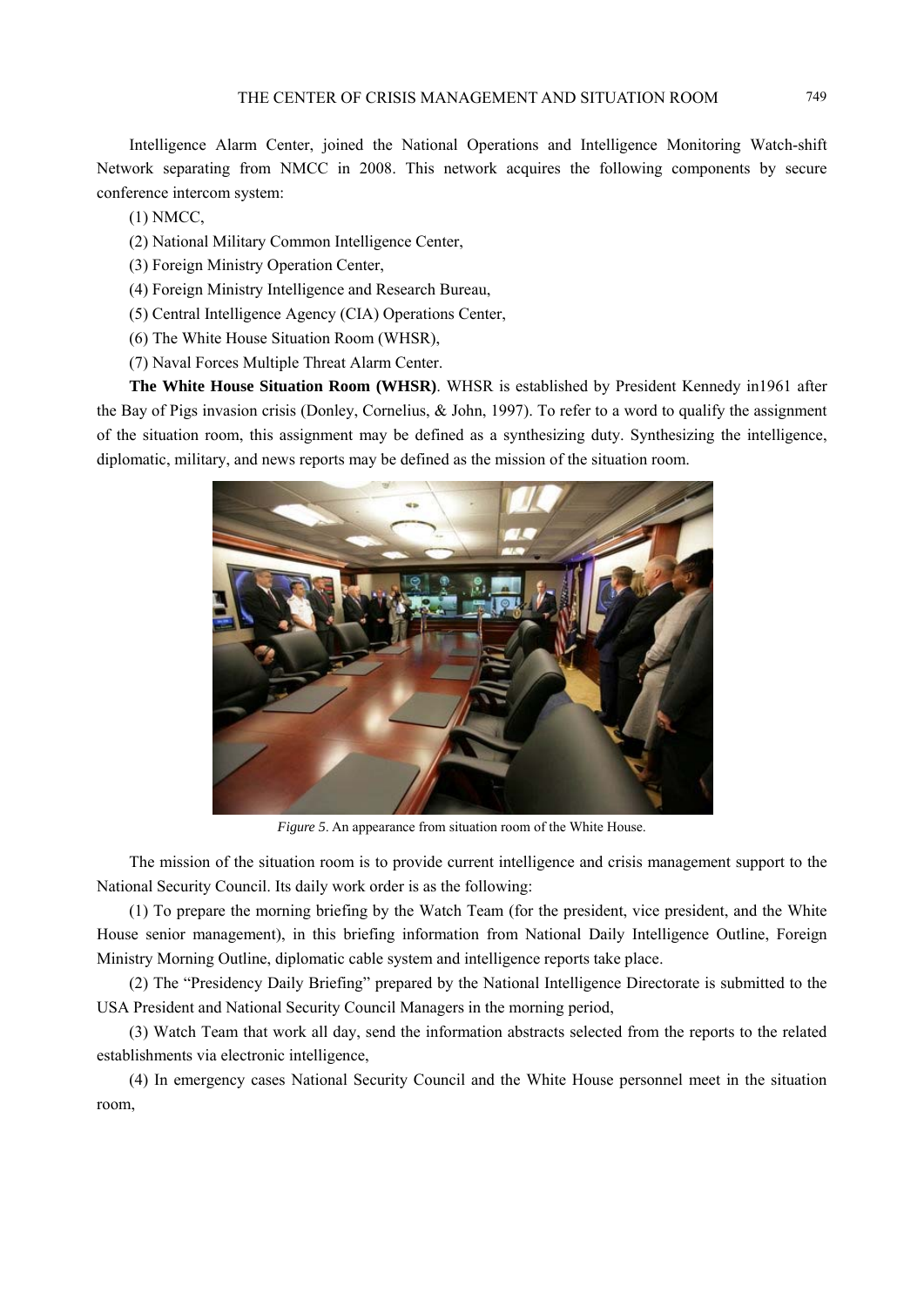Intelligence Alarm Center, joined the National Operations and Intelligence Monitoring Watch-shift Network separating from NMCC in 2008. This network acquires the following components by secure conference intercom system:

(1) NMCC,

(2) National Military Common Intelligence Center,

(3) Foreign Ministry Operation Center,

(4) Foreign Ministry Intelligence and Research Bureau,

(5) Central Intelligence Agency (CIA) Operations Center,

(6) The White House Situation Room (WHSR),

(7) Naval Forces Multiple Threat Alarm Center.

**The White House Situation Room (WHSR)**. WHSR is established by President Kennedy in1961 after the Bay of Pigs invasion crisis (Donley, Cornelius, & John, 1997). To refer to a word to qualify the assignment of the situation room, this assignment may be defined as a synthesizing duty. Synthesizing the intelligence, diplomatic, military, and news reports may be defined as the mission of the situation room.

*Figure 5*. An appearance from situation room of the White House.

The mission of the situation room is to provide current intelligence and crisis management support to the National Security Council. Its daily work order is as the following:

(1) To prepare the morning briefing by the Watch Team (for the president, vice president, and the White House senior management), in this briefing information from National Daily Intelligence Outline, Foreign Ministry Morning Outline, diplomatic cable system and intelligence reports take place.

(2) The "Presidency Daily Briefing" prepared by the National Intelligence Directorate is submitted to the USA President and National Security Council Managers in the morning period,

(3) Watch Team that work all day, send the information abstracts selected from the reports to the related establishments via electronic intelligence,

(4) In emergency cases National Security Council and the White House personnel meet in the situation room,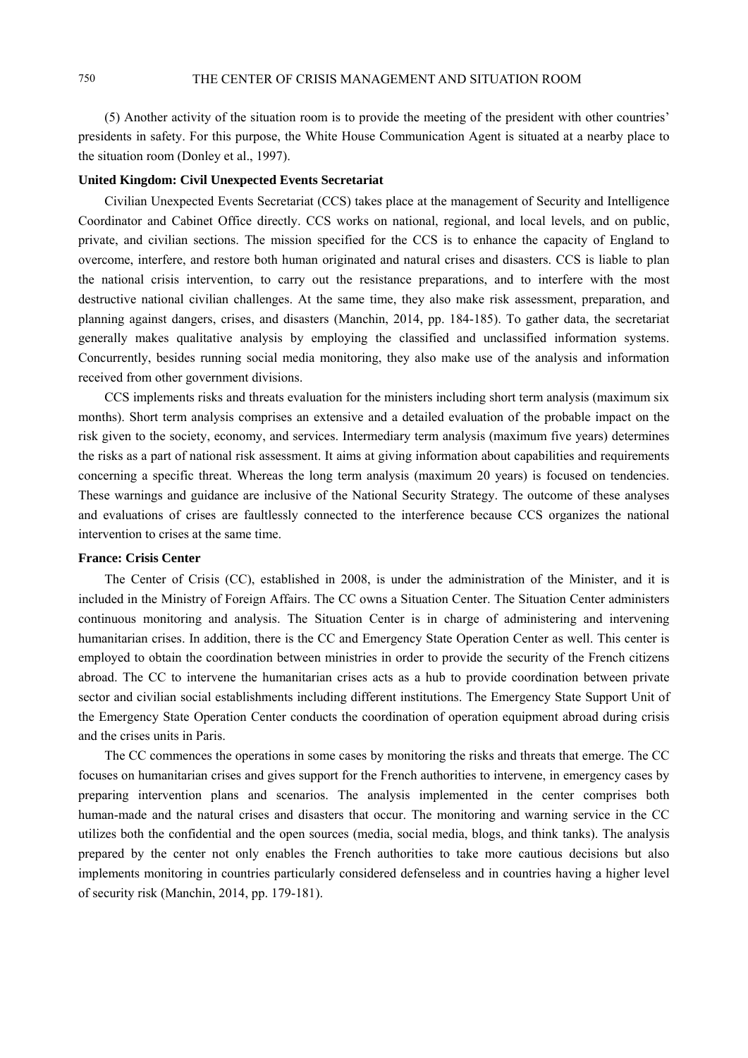(5) Another activity of the situation room is to provide the meeting of the president with other countries' presidents in safety. For this purpose, the White House Communication Agent is situated at a nearby place to the situation room (Donley et al., 1997).

### United Kingdom: Civil Unexpected Events Secretariat

Civilian Unexpected Events Secretariat (CCS) takes place at the management of Security and Intelligence Coordinator and Cabinet Office directly. CCS works on national, regional, and local levels, and on public, private, and civilian sections. The mission specified for the CCS is to enhance the capacity of England to overcome, interfere, and restore both human originated and natural crises and disasters. CCS is liable to plan the national crisis intervention, to carry out the resistance preparations, and to interfere with the most destructive national civilian challenges. At the same time, they also make risk assessment, preparation, and planning against dangers, crises, and disasters (Manchin, 2014, pp. 184-185). To gather data, the secretariat generally makes qualitative analysis by employing the classified and unclassified information systems. Concurrently, besides running social media monitoring, they also make use of the analysis and information received from other government divisions.

CCS implements risks and threats evaluation for the ministers including short term analysis (maximum six months). Short term analysis comprises an extensive and a detailed evaluation of the probable impact on the risk given to the society, economy, and services. Intermediary term analysis (maximum five years) determines the risks as a part of national risk assessment. It aims at giving information about capabilities and requirements concerning a specific threat. Whereas the long term analysis (maximum 20 years) is focused on tendencies. These warnings and guidance are inclusive of the National Security Strategy. The outcome of these analyses and evaluations of crises are faultlessly connected to the interference because CCS organizes the national intervention to crises at the same time.

### France: Crisis Center

The Center of Crisis (CC), established in 2008, is under the administration of the Minister, and it is included in the Ministry of Foreign Affairs. The CC owns a Situation Center. The Situation Center administers continuous monitoring and analysis. The Situation Center is in charge of administering and intervening humanitarian crises. In addition, there is the CC and Emergency State Operation Center as well. This center is employed to obtain the coordination between ministries in order to provide the security of the French citizens abroad. The CC to intervene the humanitarian crises acts as a hub to provide coordination between private sector and civilian social establishments including different institutions. The Emergency State Support Unit of the Emergency State Operation Center conducts the coordination of operation equipment abroad during crisis and the crises units in Paris.

The CC commences the operations in some cases by monitoring the risks and threats that emerge. The CC focuses on humanitarian crises and gives support for the French authorities to intervene, in emergency cases by preparing intervention plans and scenarios. The analysis implemented in the center comprises both human-made and the natural crises and disasters that occur. The monitoring and warning service in the CC utilizes both the confidential and the open sources (media, social media, blogs, and think tanks). The analysis prepared by the center not only enables the French authorities to take more cautious decisions but also implements monitoring in countries particularly considered defenseless and in countries having a higher level of security risk (Manchin, 2014, pp. 179-181).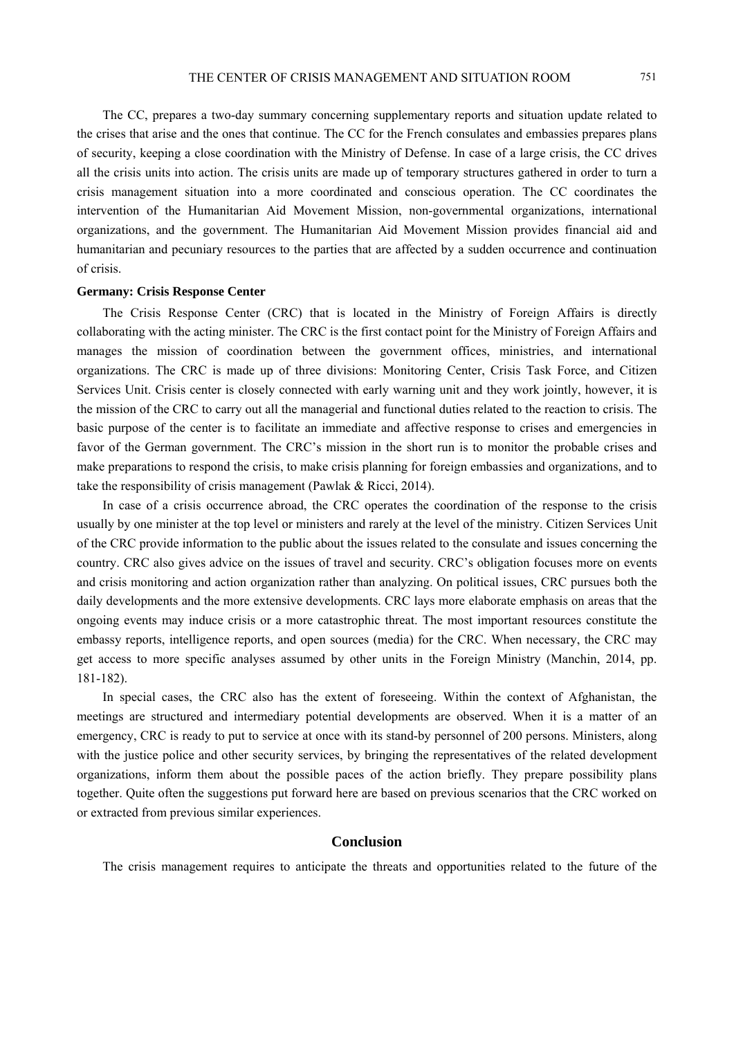The CC, prepares a two-day summary concerning supplementary reports and situation update related to the crises that arise and the ones that continue. The CC for the French consulates and embassies prepares plans of security, keeping a close coordination with the Ministry of Defense. In case of a large crisis, the CC drives all the crisis units into action. The crisis units are made up of temporary structures gathered in order to turn a crisis management situation into a more coordinated and conscious operation. The CC coordinates the intervention of the Humanitarian Aid Movement Mission, non-governmental organizations, international organizations, and the government. The Humanitarian Aid Movement Mission provides financial aid and humanitarian and pecuniary resources to the parties that are affected by a sudden occurrence and continuation of crisis.

**Germany: Crisis Response Center**

The Crisis Response Center (CRC) that is located in the Ministry of Foreign Affairs is directly collaborating with the acting minister. The CRC is the first contact point for the Ministry of Foreign Affairs and manages the mission of coordination between the government offices, ministries, and international organizations. The CRC is made up of three divisions: Monitoring Center, Crisis Task Force, and Citizen Services Unit. Crisis center is closely connected with early warning unit and they work jointly, however, it is the mission of the CRC to carry out all the managerial and functional duties related to the reaction to crisis. The basic purpose of the center is to facilitate an immediate and affective response to crises and emergencies in favor of the German government. The CRC's mission in the short run is to monitor the probable crises and make preparations to respond the crisis, to make crisis planning for foreign embassies and organizations, and to take the responsibility of crisis management (Pawlak & Ricci, 2014).

In case of a crisis occurrence abroad, the CRC operates the coordination of the response to the crisis usually by one minister at the top level or ministers and rarely at the level of the ministry. Citizen Services Unit of the CRC provide information to the public about the issues related to the consulate and issues concerning the country. CRC also gives advice on the issues of travel and security. CRC's obligation focuses more on events and crisis monitoring and action organization rather than analyzing. On political issues, CRC pursues both the daily developments and the more extensive developments. CRC lays more elaborate emphasis on areas that the ongoing events may induce crisis or a more catastrophic threat. The most important resources constitute the embassy reports, intelligence reports, and open sources (media) for the CRC. When necessary, the CRC may get access to more specific analyses assumed by other units in the Foreign Ministry (Manchin, 2014, pp. 181-182).

In special cases, the CRC also has the extent of foreseeing. Within the context of Afghanistan, the meetings are structured and intermediary potential developments are observed. When it is a matter of an emergency, CRC is ready to put to service at once with its stand-by personnel of 200 persons. Ministers, along with the justice police and other security services, by bringing the representatives of the related development organizations, inform them about the possible paces of the action briefly. They prepare possibility plans together. Quite often the suggestions put forward here are based on previous scenarios that the CRC worked on or extracted from previous similar experiences.

## Conclusion

The crisis management requires to anticipate the threats and opportunities related to the future of the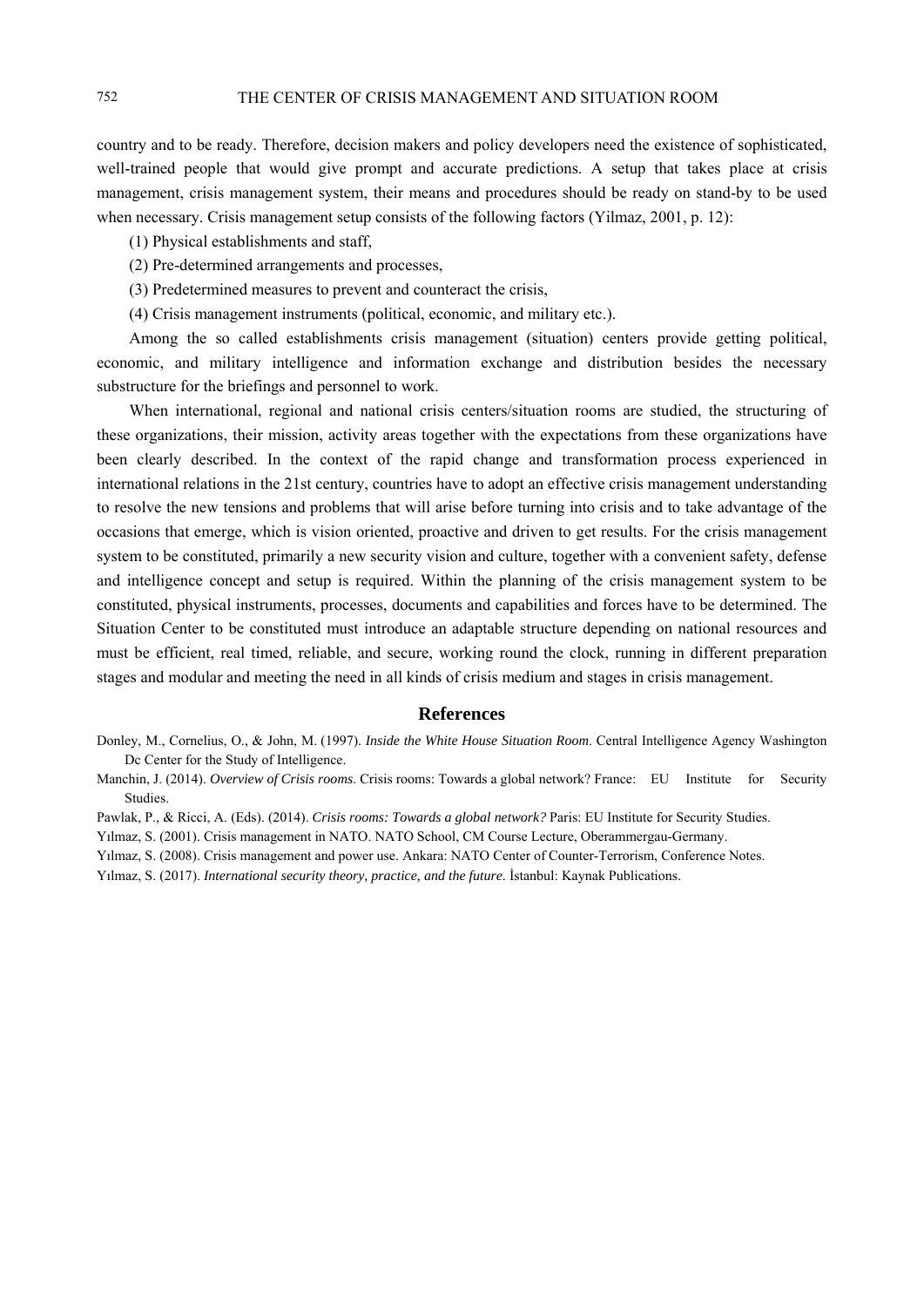country and to be ready. Therefore, decision makers and policy developers need the existence of sophisticated, well-trained people that would give prompt and accurate predictions. A setup that takes place at crisis management, crisis management system, their means and procedures should be ready on stand-by to be used when necessary. Crisis management setup consists of the following factors (Yilmaz, 2001, p. 12):

(1) Physical establishments and staff,

(2) Pre-determined arrangements and processes,

(3) Predetermined measures to prevent and counteract the crisis,

(4) Crisis management instruments (political, economic, and military etc.).

Among the so called establishments crisis management (situation) centers provide getting political, economic, and military intelligence and information exchange and distribution besides the necessary substructure for the briefings and personnel to work.

When international, regional and national crisis centers/situation rooms are studied, the structuring of these organizations, their mission, activity areas together with the expectations from these organizations have been clearly described. In the context of the rapid change and transformation process experienced in international relations in the 21st century, countries have to adopt an effective crisis management understanding to resolve the new tensions and problems that will arise before turning into crisis and to take advantage of the occasions that emerge, which is vision oriented, proactive and driven to get results. For the crisis management system to be constituted, primarily a new security vision and culture, together with a convenient safety, defense and intelligence concept and setup is required. Within the planning of the crisis management system to be constituted, physical instruments, processes, documents and capabilities and forces have to be determined. The Situation Center to be constituted must introduce an adaptable structure depending on national resources and must be efficient, real timed, reliable, and secure, working round the clock, running in different preparation stages and modular and meeting the need in all kinds of crisis medium and stages in crisis management.

## References

Donley, M., Cornelius, O., & John, M. (1997). *Inside the White House Situation Room*. Central Intelligence Agency Washington Dc Center for the Study of Intelligence.

Manchin, J. (2014). *Overview of Crisis rooms*. Crisis rooms: Towards a global network? France: EU Institute for Security Studies.

Pawlak, P., & Ricci, A. (Eds). (2014). *Crisis rooms: Towards a global network?* Paris: EU Institute for Security Studies.

Yılmaz, S. (2001). Crisis management in NATO. NATO School, CM Course Lecture, Oberammergau-Germany.

Yılmaz, S. (2008). Crisis management and power use. Ankara: NATO Center of Counter-Terrorism, Conference Notes.

Yılmaz, S. (2017). *International security theory, practice, and the future*. İstanbul: Kaynak Publications.